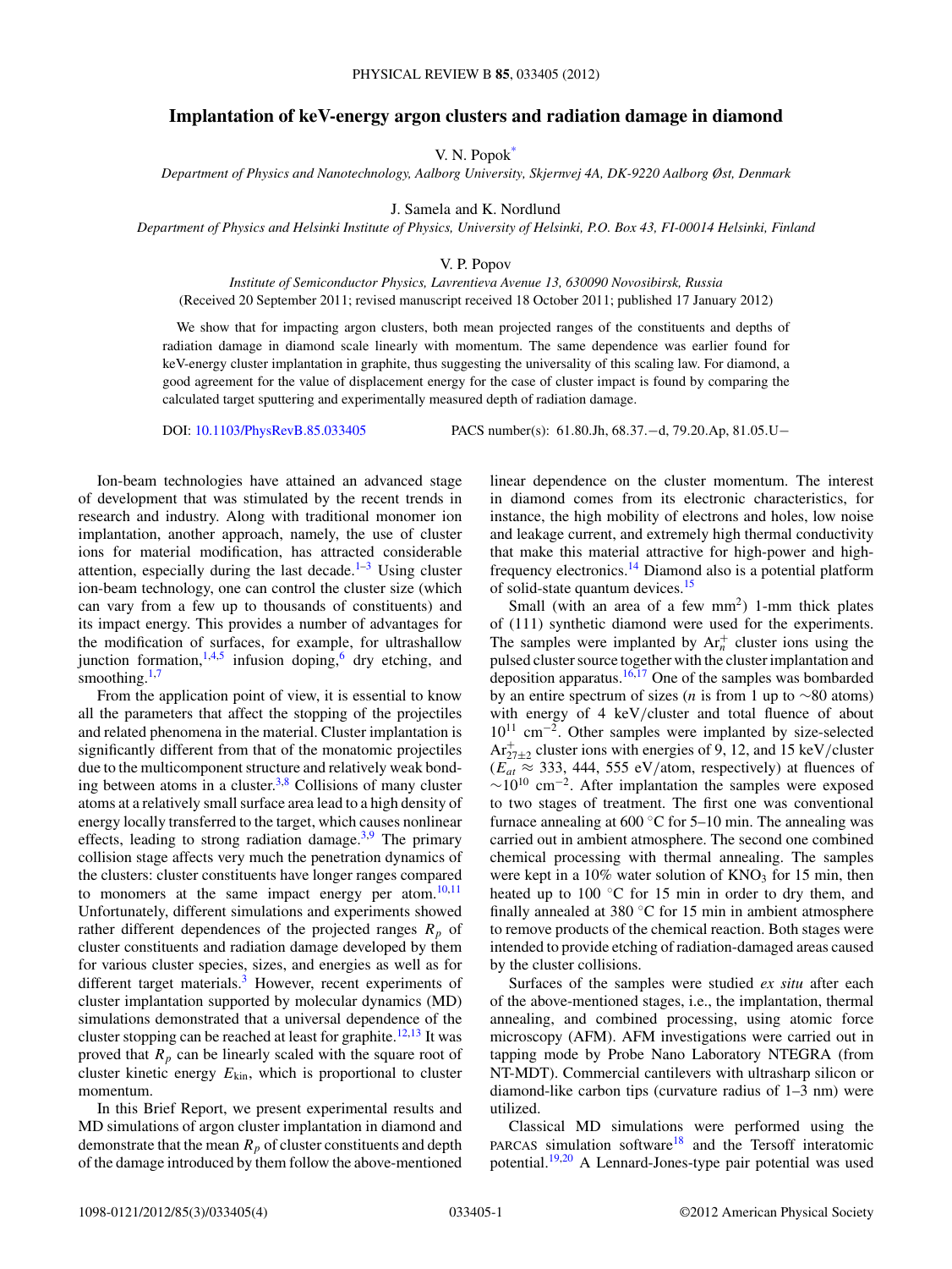# Implantation of keV-energy argon clusters and radiation damage in diamond

V. N. Popok*

*Department of Physics and Nanotechnology, Aalborg University, Skjernvej 4A, DK-9220 Aalborg Øst, Denmark*

J. Samela and K. Nordlund

*Department of Physics and Helsinki Institute of Physics, University of Helsinki, P.O. Box 43, FI-00014 Helsinki, Finland*

V. P. Popov

*Institute of Semiconductor Physics, Lavrentieva Avenue 13, 630090 Novosibirsk, Russia*

(Received 20 September 2011; revised manuscript received 18 October 2011; published 17 January 2012)

We show that for impacting argon clusters, both mean projected ranges of the constituents and depths of radiation damage in diamond scale linearly with momentum. The same dependence was earlier found for keV-energy cluster implantation in graphite, thus suggesting the universality of this scaling law. For diamond, a good agreement for the value of displacement energy for the case of cluster impact is found by comparing the calculated target sputtering and experimentally measured depth of radiation damage.

DOI: 10.1103/PhysRevB.85.033405 PACS number(s): 61.80.Jh, 68.37.−d, 79.20.Ap, 81.05.U−

Ion-beam technologies have attained an advanced stage of development that was stimulated by the recent trends in research and industry. Along with traditional monomer ion implantation, another approach, namely, the use of cluster ions for material modification, has attracted considerable attention, especially during the last decade.[1–3] Using cluster ion-beam technology, one can control the cluster size (which can vary from a few up to thousands of constituents) and its impact energy. This provides a number of advantages for the modification of surfaces, for example, for ultrashallow junction formation,[1,4,5] infusion doping,[6] dry etching, and smoothing.[1,7]

From the application point of view, it is essential to know all the parameters that affect the stopping of the projectiles and related phenomena in the material. Cluster implantation is significantly different from that of the monatomic projectiles due to the multicomponent structure and relatively weak bonding between atoms in a cluster.[3,8] Collisions of many cluster atoms at a relatively small surface area lead to a high density of energy locally transferred to the target, which causes nonlinear effects, leading to strong radiation damage.[3,9] The primary collision stage affects very much the penetration dynamics of the clusters: cluster constituents have longer ranges compared to monomers at the same impact energy per atom.[10,11] Unfortunately, different simulations and experiments showed rather different dependences of the projected ranges $R_p$ of cluster constituents and radiation damage developed by them for various cluster species, sizes, and energies as well as for different target materials.[3] However, recent experiments of cluster implantation supported by molecular dynamics (MD) simulations demonstrated that a universal dependence of the cluster stopping can be reached at least for graphite.[12,13] It was proved that $R_p$ can be linearly scaled with the square root of cluster kinetic energy $E_{\text{kin}}$, which is proportional to cluster momentum.

In this Brief Report, we present experimental results and MD simulations of argon cluster implantation in diamond and demonstrate that the mean $R_p$ of cluster constituents and depth of the damage introduced by them follow the above-mentioned linear dependence on the cluster momentum. The interest in diamond comes from its electronic characteristics, for instance, the high mobility of electrons and holes, low noise and leakage current, and extremely high thermal conductivity that make this material attractive for high-power and high-frequency electronics.[14] Diamond also is a potential platform of solid-state quantum devices.[15]

Small (with an area of a few $\text{mm}^2$) 1-mm thick plates of (111) synthetic diamond were used for the experiments. The samples were implanted by $\text{Ar}_n^+$ cluster ions using the pulsed cluster source together with the cluster implantation and deposition apparatus.[16,17] One of the samples was bombarded by an entire spectrum of sizes ($n$ is from 1 up to ∼80 atoms) with energy of 4 keV/cluster and total fluence of about $10^{11}$ $\text{cm}^{-2}$. Other samples were implanted by size-selected $\text{Ar}_{27\pm2}^+$ cluster ions with energies of 9, 12, and 15 keV/cluster ($E_{at} \approx$ 333, 444, 555 eV/atom, respectively) at fluences of $\sim 10^{10}$ $\text{cm}^{-2}$. After implantation the samples were exposed to two stages of treatment. The first one was conventional furnace annealing at 600 °C for 5–10 min. The annealing was carried out in ambient atmosphere. The second one combined chemical processing with thermal annealing. The samples were kept in a 10% water solution of $\text{KNO}_3$ for 15 min, then heated up to 100 °C for 15 min in order to dry them, and finally annealed at 380 °C for 15 min in ambient atmosphere to remove products of the chemical reaction. Both stages were intended to provide etching of radiation-damaged areas caused by the cluster collisions.

Surfaces of the samples were studied *ex situ* after each of the above-mentioned stages, i.e., after the implantation, thermal annealing, and combined processing, using atomic force microscopy (AFM). AFM investigations were carried out in tapping mode by Probe Nano Laboratory NTEGRA (from NT-MDT). Commercial cantilevers with ultrasharp silicon or diamond-like carbon tips (curvature radius of 1–3 nm) were utilized.

Classical MD simulations were performed using the PARCAS simulation software[18] and the Tersoff interatomic potential.[19,20] A Lennard-Jones-type pair potential was used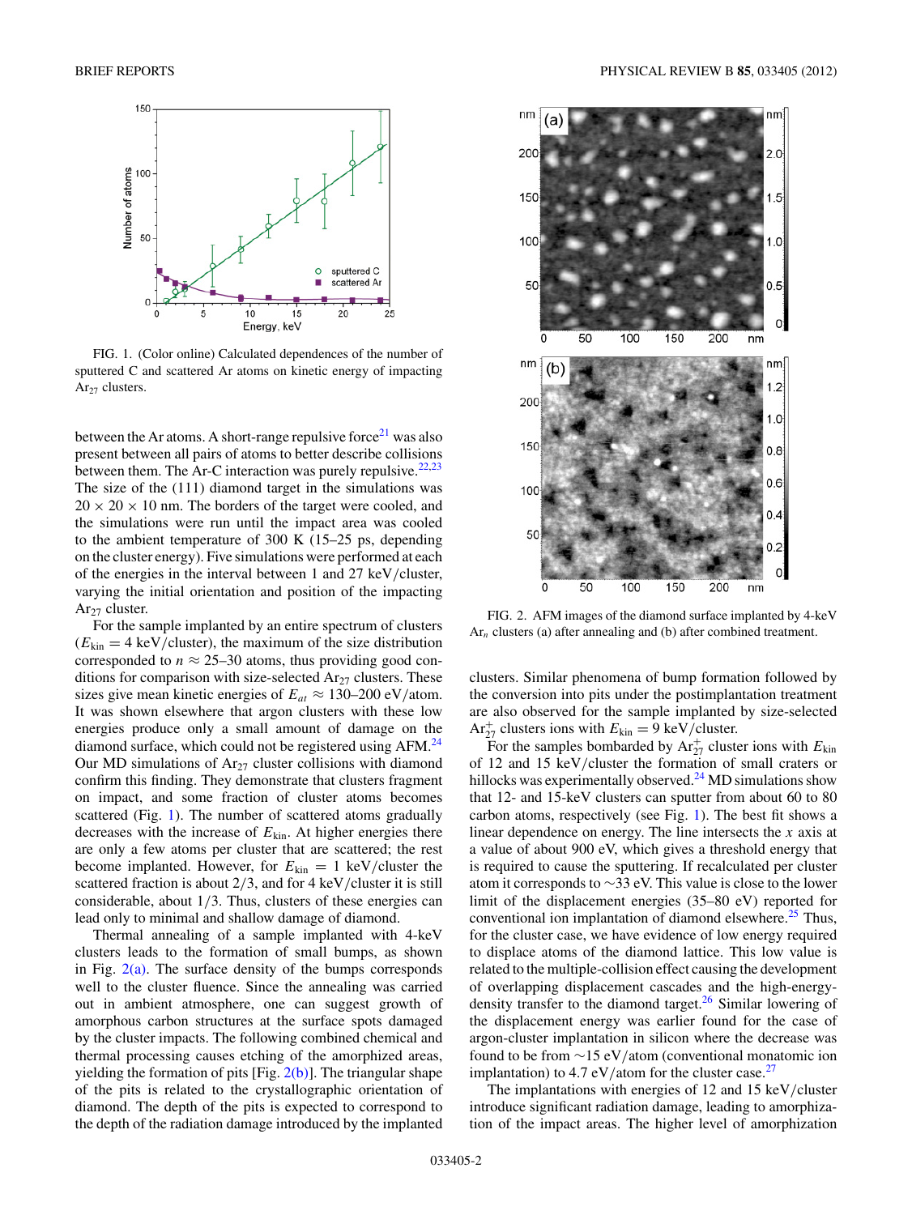FIG. 1. (Color online) Calculated dependences of the number of sputtered C and scattered Ar atoms on kinetic energy of impacting $Ar_{27}$ clusters.

between the Ar atoms. A short-range repulsive force[21] was also present between all pairs of atoms to better describe collisions between them. The Ar-C interaction was purely repulsive.[22,23] The size of the (111) diamond target in the simulations was $20 \times 20 \times 10$ nm. The borders of the target were cooled, and the simulations were run until the impact area was cooled to the ambient temperature of 300 K (15–25 ps, depending on the cluster energy). Five simulations were performed at each of the energies in the interval between 1 and 27 keV/cluster, varying the initial orientation and position of the impacting $Ar_{27}$ cluster.

For the sample implanted by an entire spectrum of clusters ($E_{\text{kin}} = 4$ keV/cluster), the maximum of the size distribution corresponded to $n \approx 25$–30 atoms, thus providing good conditions for comparison with size-selected $Ar_{27}$ clusters. These sizes give mean kinetic energies of $E_{at} \approx 130$–200 eV/atom. It was shown elsewhere that argon clusters with these low energies produce only a small amount of damage on the diamond surface, which could not be registered using AFM.[24] Our MD simulations of $Ar_{27}$ cluster collisions with diamond confirm this finding. They demonstrate that clusters fragment on impact, and some fraction of cluster atoms becomes scattered (Fig. 1). The number of scattered atoms gradually decreases with the increase of $E_{\text{kin}}$. At higher energies there are only a few atoms per cluster that are scattered; the rest become implanted. However, for $E_{\text{kin}} = 1$ keV/cluster the scattered fraction is about 2/3, and for 4 keV/cluster it is still considerable, about 1/3. Thus, clusters of these energies can lead only to minimal and shallow damage of diamond.

Thermal annealing of a sample implanted with 4-keV clusters leads to the formation of small bumps, as shown in Fig. 2(a). The surface density of the bumps corresponds well to the cluster fluence. Since the annealing was carried out in ambient atmosphere, one can suggest growth of amorphous carbon structures at the surface spots damaged by the cluster impacts. The following combined chemical and thermal processing causes etching of the amorphized areas, yielding the formation of pits [Fig. 2(b)]. The triangular shape of the pits is related to the crystallographic orientation of diamond. The depth of the pits is expected to correspond to the depth of the radiation damage introduced by the implanted clusters. Similar phenomena of bump formation followed by the conversion into pits under the postimplantation treatment are also observed for the sample implanted by size-selected $Ar_{27}^{+}$ clusters ions with $E_{\text{kin}} = 9$ keV/cluster.

FIG. 2. AFM images of the diamond surface implanted by 4-keV $Ar_n$ clusters (a) after annealing and (b) after combined treatment.

For the samples bombarded by $Ar_{27}^{+}$ cluster ions with $E_{\text{kin}}$ of 12 and 15 keV/cluster the formation of small craters or hillocks was experimentally observed.[24] MD simulations show that 12- and 15-keV clusters can sputter from about 60 to 80 carbon atoms, respectively (see Fig. 1). The best fit shows a linear dependence on energy. The line intersects the $x$ axis at a value of about 900 eV, which gives a threshold energy that is required to cause the sputtering. If recalculated per cluster atom it corresponds to ~33 eV. This value is close to the lower limit of the displacement energies (35–80 eV) reported for conventional ion implantation of diamond elsewhere.[25] Thus, for the cluster case, we have evidence of low energy required to displace atoms of the diamond lattice. This low value is related to the multiple-collision effect causing the development of overlapping displacement cascades and the high-energy-density transfer to the diamond target.[26] Similar lowering of the displacement energy was earlier found for the case of argon-cluster implantation in silicon where the decrease was found to be from ~15 eV/atom (conventional monatomic ion implantation) to 4.7 eV/atom for the cluster case.[27]

The implantations with energies of 12 and 15 keV/cluster introduce significant radiation damage, leading to amorphization of the impact areas. The higher level of amorphization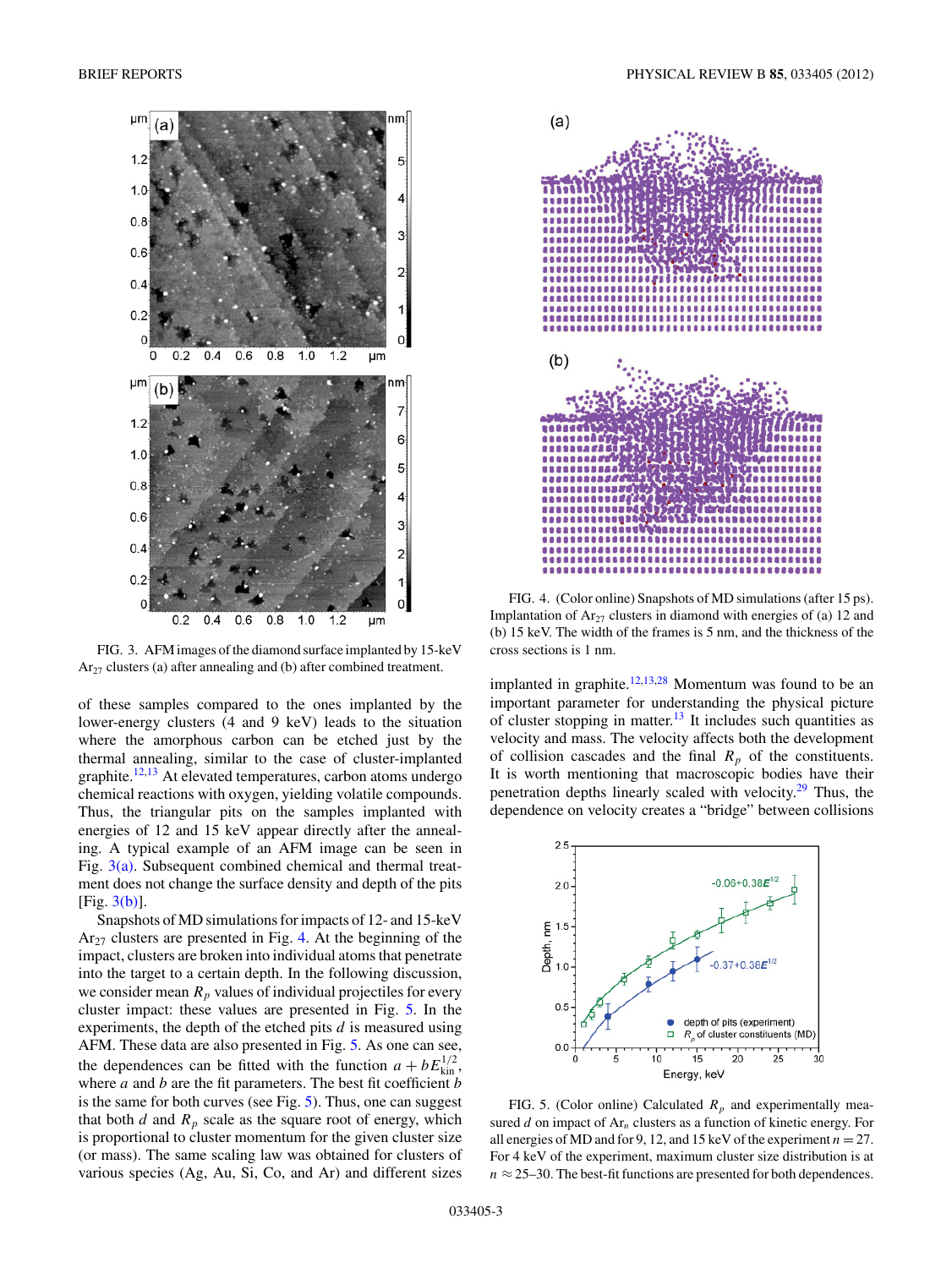FIG. 3. AFM images of the diamond surface implanted by 15-keV $Ar_{27}$ clusters (a) after annealing and (b) after combined treatment.

FIG. 4. (Color online) Snapshots of MD simulations (after 15 ps). Implantation of $Ar_{27}$ clusters in diamond with energies of (a) 12 and (b) 15 keV. The width of the frames is 5 nm, and the thickness of the cross sections is 1 nm.

of these samples compared to the ones implanted by the lower-energy clusters (4 and 9 keV) leads to the situation where the amorphous carbon can be etched just by the thermal annealing, similar to the case of cluster-implanted graphite.[12,13] At elevated temperatures, carbon atoms undergo chemical reactions with oxygen, yielding volatile compounds. Thus, the triangular pits on the samples implanted with energies of 12 and 15 keV appear directly after the annealing. A typical example of an AFM image can be seen in Fig. 3(a). Subsequent combined chemical and thermal treatment does not change the surface density and depth of the pits [Fig. 3(b)].

Snapshots of MD simulations for impacts of 12- and 15-keV $Ar_{27}$ clusters are presented in Fig. 4. At the beginning of the impact, clusters are broken into individual atoms that penetrate into the target to a certain depth. In the following discussion, we consider mean $R_p$ values of individual projectiles for every cluster impact: these values are presented in Fig. 5. In the experiments, the depth of the etched pits $d$ is measured using AFM. These data are also presented in Fig. 5. As one can see, the dependences can be fitted with the function $a + bE_{\mathrm{kin}}^{1/2}$, where $a$ and $b$ are the fit parameters. The best fit coefficient $b$ is the same for both curves (see Fig. 5). Thus, one can suggest that both $d$ and $R_p$ scale as the square root of energy, which is proportional to cluster momentum for the given cluster size (or mass). The same scaling law was obtained for clusters of various species (Ag, Au, Si, Co, and Ar) and different sizes implanted in graphite.[12,13,28] Momentum was found to be an important parameter for understanding the physical picture of cluster stopping in matter.[13] It includes such quantities as velocity and mass. The velocity affects both the development of collision cascades and the final $R_p$ of the constituents. It is worth mentioning that macroscopic bodies have their penetration depths linearly scaled with velocity.[29] Thus, the dependence on velocity creates a "bridge" between collisions

FIG. 5. (Color online) Calculated $R_p$ and experimentally measured $d$ on impact of $Ar_n$ clusters as a function of kinetic energy. For all energies of MD and for 9, 12, and 15 keV of the experiment $n = 27$. For 4 keV of the experiment, maximum cluster size distribution is at $n \approx 25$–30. The best-fit functions are presented for both dependences.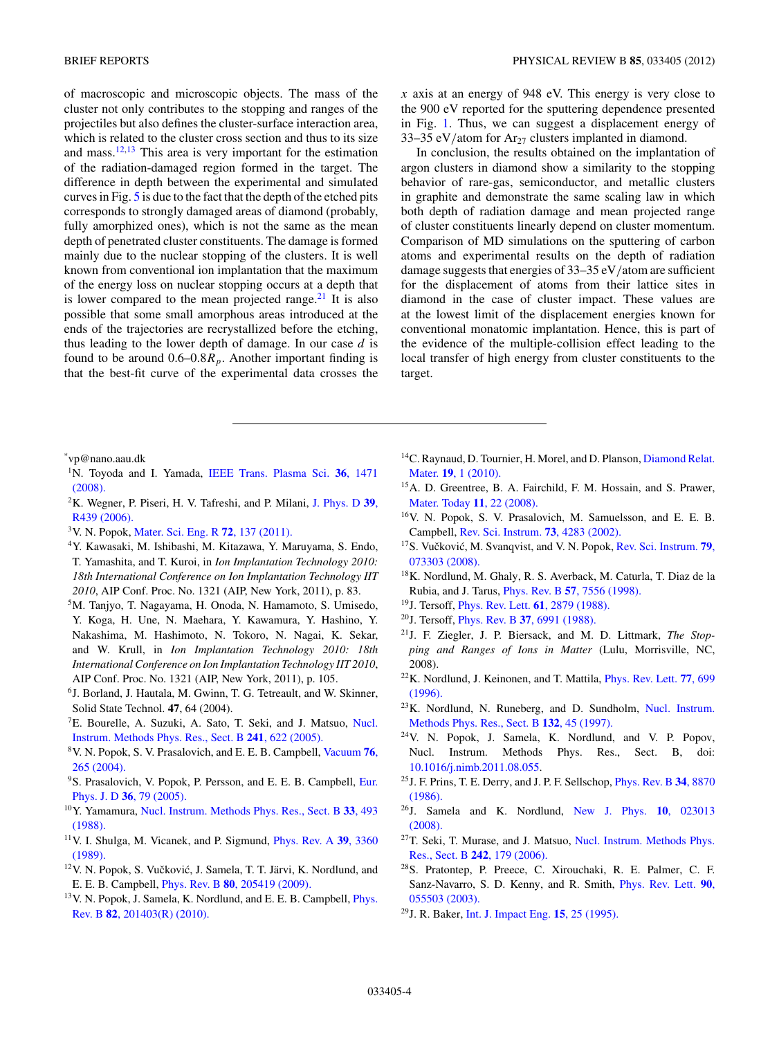of macroscopic and microscopic objects. The mass of the cluster not only contributes to the stopping and ranges of the projectiles but also defines the cluster-surface interaction area, which is related to the cluster cross section and thus to its size and mass.[12,13] This area is very important for the estimation of the radiation-damaged region formed in the target. The difference in depth between the experimental and simulated curves in Fig. 5 is due to the fact that the depth of the etched pits corresponds to strongly damaged areas of diamond (probably, fully amorphized ones), which is not the same as the mean depth of penetrated cluster constituents. The damage is formed mainly due to the nuclear stopping of the clusters. It is well known from conventional ion implantation that the maximum of the energy loss on nuclear stopping occurs at a depth that is lower compared to the mean projected range.[21] It is also possible that some small amorphous areas introduced at the ends of the trajectories are recrystallized before the etching, thus leading to the lower depth of damage. In our case $d$ is found to be around $0.6$–$0.8R_p$. Another important finding is that the best-fit curve of the experimental data crosses the $x$ axis at an energy of 948 eV. This energy is very close to the 900 eV reported for the sputtering dependence presented in Fig. 1. Thus, we can suggest a displacement energy of 33–35 eV/atom for $Ar_{27}$ clusters implanted in diamond.

In conclusion, the results obtained on the implantation of argon clusters in diamond show a similarity to the stopping behavior of rare-gas, semiconductor, and metallic clusters in graphite and demonstrate the same scaling law in which both depth of radiation damage and mean projected range of cluster constituents linearly depend on cluster momentum. Comparison of MD simulations on the sputtering of carbon atoms and experimental results on the depth of radiation damage suggests that energies of 33–35 eV/atom are sufficient for the displacement of atoms from their lattice sites in diamond in the case of cluster impact. These values are at the lowest limit of the displacement energies known for conventional monatomic implantation. Hence, this is part of the evidence of the multiple-collision effect leading to the local transfer of high energy from cluster constituents to the target.

---

*vp@nano.aau.dk

[1] N. Toyoda and I. Yamada, IEEE Trans. Plasma Sci. **36**, 1471 (2008).

[2] K. Wegner, P. Piseri, H. V. Tafreshi, and P. Milani, J. Phys. D **39**, R439 (2006).

[3] V. N. Popok, Mater. Sci. Eng. R **72**, 137 (2011).

[4] Y. Kawasaki, M. Ishibashi, M. Kitazawa, Y. Maruyama, S. Endo, T. Yamashita, and T. Kuroi, in *Ion Implantation Technology 2010: 18th International Conference on Ion Implantation Technology IIT 2010*, AIP Conf. Proc. No. 1321 (AIP, New York, 2011), p. 83.

[5] M. Tanjyo, T. Nagayama, H. Onoda, N. Hamamoto, S. Umisedo, Y. Koga, H. Une, N. Maehara, Y. Kawamura, Y. Hashino, Y. Nakashima, M. Hashimoto, N. Tokoro, N. Nagai, K. Sekar, and W. Krull, in *Ion Implantation Technology 2010: 18th International Conference on Ion Implantation Technology IIT 2010*, AIP Conf. Proc. No. 1321 (AIP, New York, 2011), p. 105.

[6] J. Borland, J. Hautala, M. Gwinn, T. G. Tetreault, and W. Skinner, Solid State Technol. **47**, 64 (2004).

[7] E. Bourelle, A. Suzuki, A. Sato, T. Seki, and J. Matsuo, Nucl. Instrum. Methods Phys. Res., Sect. B **241**, 622 (2005).

[8] V. N. Popok, S. V. Prasalovich, and E. E. B. Campbell, Vacuum **76**, 265 (2004).

[9] S. Prasalovich, V. Popok, P. Persson, and E. E. B. Campbell, Eur. Phys. J. D **36**, 79 (2005).

[10] Y. Yamamura, Nucl. Instrum. Methods Phys. Res., Sect. B **33**, 493 (1988).

[11] V. I. Shulga, M. Vicanek, and P. Sigmund, Phys. Rev. A **39**, 3360 (1989).

[12] V. N. Popok, S. Vučković, J. Samela, T. T. Järvi, K. Nordlund, and E. E. B. Campbell, Phys. Rev. B **80**, 205419 (2009).

[13] V. N. Popok, J. Samela, K. Nordlund, and E. E. B. Campbell, Phys. Rev. B **82**, 201403(R) (2010).

[14] C. Raynaud, D. Tournier, H. Morel, and D. Planson, Diamond Relat. Mater. **19**, 1 (2010).

[15] A. D. Greentree, B. A. Fairchild, F. M. Hossain, and S. Prawer, Mater. Today **11**, 22 (2008).

[16] V. N. Popok, S. V. Prasalovich, M. Samuelsson, and E. E. B. Campbell, Rev. Sci. Instrum. **73**, 4283 (2002).

[17] S. Vučković, M. Svanqvist, and V. N. Popok, Rev. Sci. Instrum. **79**, 073303 (2008).

[18] K. Nordlund, M. Ghaly, R. S. Averback, M. Caturla, T. Diaz de la Rubia, and J. Tarus, Phys. Rev. B **57**, 7556 (1998).

[19] J. Tersoff, Phys. Rev. Lett. **61**, 2879 (1988).

[20] J. Tersoff, Phys. Rev. B **37**, 6991 (1988).

[21] J. F. Ziegler, J. P. Biersack, and M. D. Littmark, *The Stopping and Ranges of Ions in Matter* (Lulu, Morrisville, NC, 2008).

[22] K. Nordlund, J. Keinonen, and T. Mattila, Phys. Rev. Lett. **77**, 699 (1996).

[23] K. Nordlund, N. Runeberg, and D. Sundholm, Nucl. Instrum. Methods Phys. Res., Sect. B **132**, 45 (1997).

[24] V. N. Popok, J. Samela, K. Nordlund, and V. P. Popov, Nucl. Instrum. Methods Phys. Res., Sect. B, doi: 10.1016/j.nimb.2011.08.055.

[25] J. F. Prins, T. E. Derry, and J. P. F. Sellschop, Phys. Rev. B **34**, 8870 (1986).

[26] J. Samela and K. Nordlund, New J. Phys. **10**, 023013 (2008).

[27] T. Seki, T. Murase, and J. Matsuo, Nucl. Instrum. Methods Phys. Res., Sect. B **242**, 179 (2006).

[28] S. Pratontep, P. Preece, C. Xirouchaki, R. E. Palmer, C. F. Sanz-Navarro, S. D. Kenny, and R. Smith, Phys. Rev. Lett. **90**, 055503 (2003).

[29] J. R. Baker, Int. J. Impact Eng. **15**, 25 (1995).